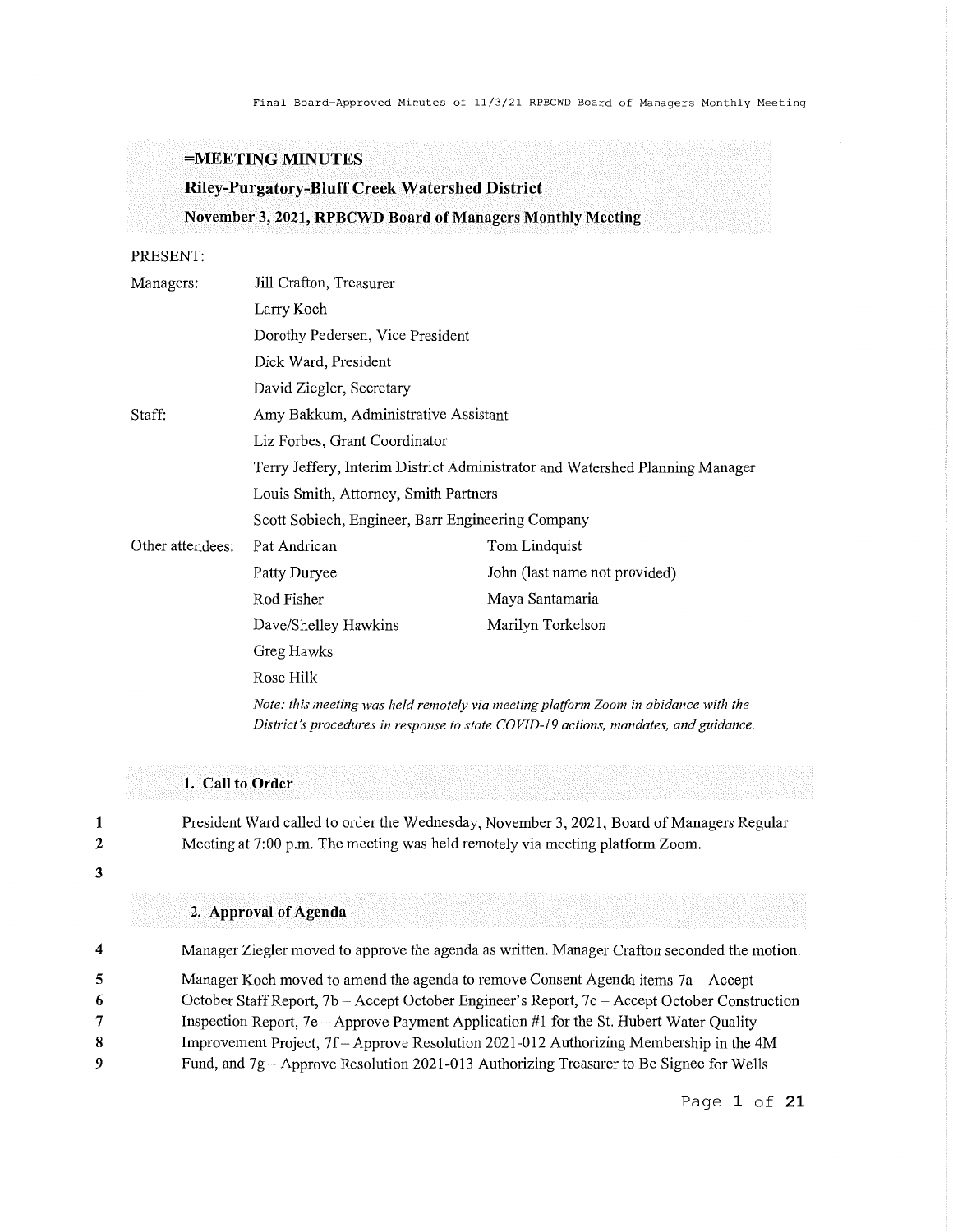# =MEETING MINUTES

## Riley-Purgatory-Bluff Creek Watershed District

### November 3, 2021, RPBCWD Board of Managers Monthly Meeting

PRESENT:

| | | |
|---|---|---|
| Managers: | Jill Crafton, Treasurer | |
| | Larry Koch | |
| | Dorothy Pedersen, Vice President | |
| | Dick Ward, President | |
| | David Ziegler, Secretary | |
| Staff: | Amy Bakkum, Administrative Assistant | |
| | Liz Forbes, Grant Coordinator | |
| | Terry Jeffery, Interim District Administrator and Watershed Planning Manager | |
| | Louis Smith, Attorney, Smith Partners | |
| | Scott Sobiech, Engineer, Barr Engineering Company | |
| Other attendees: | Pat Andrican | Tom Lindquist |
| | Patty Duryee | John (last name not provided) |
| | Rod Fisher | Maya Santamaria |
| | Dave/Shelley Hawkins | Marilyn Torkelson |
| | Greg Hawks | |
| | Rose Hilk | |

*Note: this meeting was held remotely via meeting platform Zoom in abidance with the District's procedures in response to state COVID-19 actions, mandates, and guidance.*

### 1. Call to Order

1 President Ward called to order the Wednesday, November 3, 2021, Board of Managers Regular
2 Meeting at 7:00 p.m. The meeting was held remotely via meeting platform Zoom.
3

### 2. Approval of Agenda

4 Manager Ziegler moved to approve the agenda as written. Manager Crafton seconded the motion.
5 Manager Koch moved to amend the agenda to remove Consent Agenda items 7a – Accept
6 October Staff Report, 7b – Accept October Engineer's Report, 7c – Accept October Construction
7 Inspection Report, 7e – Approve Payment Application #1 for the St. Hubert Water Quality
8 Improvement Project, 7f – Approve Resolution 2021-012 Authorizing Membership in the 4M
9 Fund, and 7g – Approve Resolution 2021-013 Authorizing Treasurer to Be Signee for Wells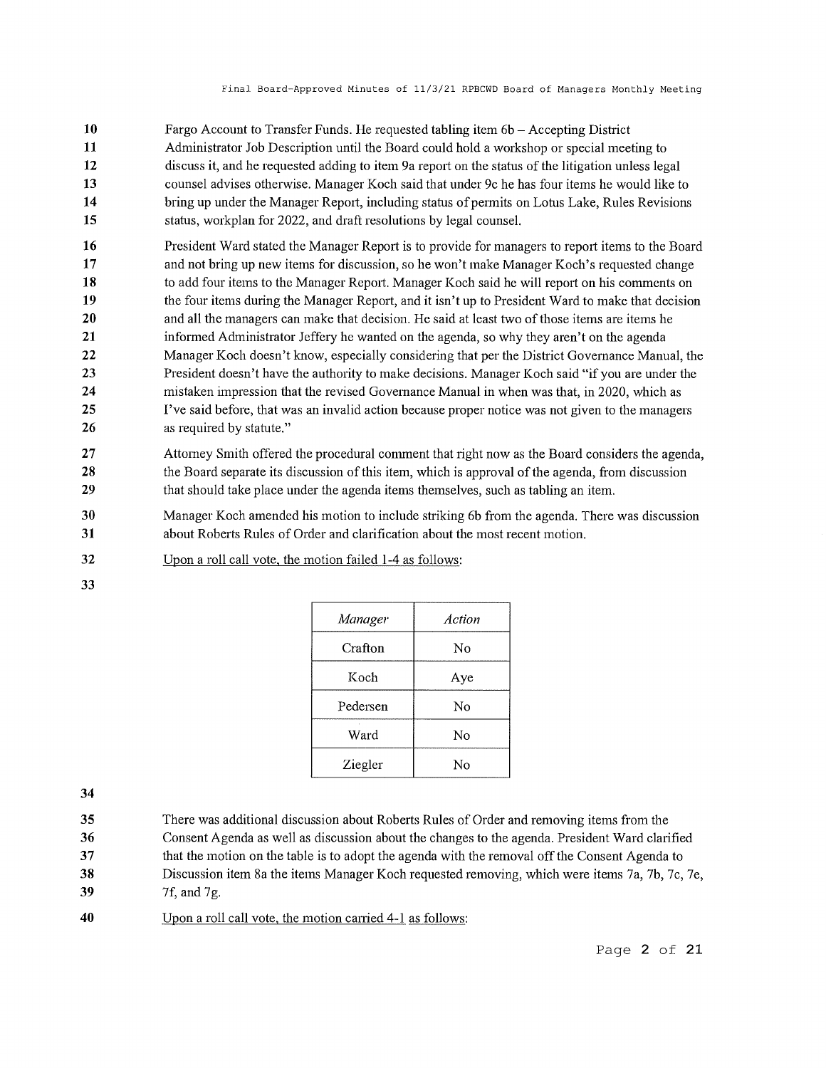Fargo Account to Transfer Funds. He requested tabling item 6b – Accepting District Administrator Job Description until the Board could hold a workshop or special meeting to discuss it, and he requested adding to item 9a report on the status of the litigation unless legal counsel advises otherwise. Manager Koch said that under 9c he has four items he would like to bring up under the Manager Report, including status of permits on Lotus Lake, Rules Revisions status, workplan for 2022, and draft resolutions by legal counsel.

President Ward stated the Manager Report is to provide for managers to report items to the Board and not bring up new items for discussion, so he won't make Manager Koch's requested change to add four items to the Manager Report. Manager Koch said he will report on his comments on the four items during the Manager Report, and it isn't up to President Ward to make that decision and all the managers can make that decision. He said at least two of those items are items he informed Administrator Jeffery he wanted on the agenda, so why they aren't on the agenda Manager Koch doesn't know, especially considering that per the District Governance Manual, the President doesn't have the authority to make decisions. Manager Koch said "if you are under the mistaken impression that the revised Governance Manual in when was that, in 2020, which as I've said before, that was an invalid action because proper notice was not given to the managers as required by statute."

Attorney Smith offered the procedural comment that right now as the Board considers the agenda, the Board separate its discussion of this item, which is approval of the agenda, from discussion that should take place under the agenda items themselves, such as tabling an item.

Manager Koch amended his motion to include striking 6b from the agenda. There was discussion about Roberts Rules of Order and clarification about the most recent motion.

Upon a roll call vote, the motion failed 1-4 as follows:

| *Manager* | *Action* |
|---|---|
| Crafton | No |
| Koch | Aye |
| Pedersen | No |
| Ward | No |
| Ziegler | No |

There was additional discussion about Roberts Rules of Order and removing items from the Consent Agenda as well as discussion about the changes to the agenda. President Ward clarified that the motion on the table is to adopt the agenda with the removal off the Consent Agenda to Discussion item 8a the items Manager Koch requested removing, which were items 7a, 7b, 7c, 7e, 7f, and 7g.

Upon a roll call vote, the motion carried 4-1 as follows: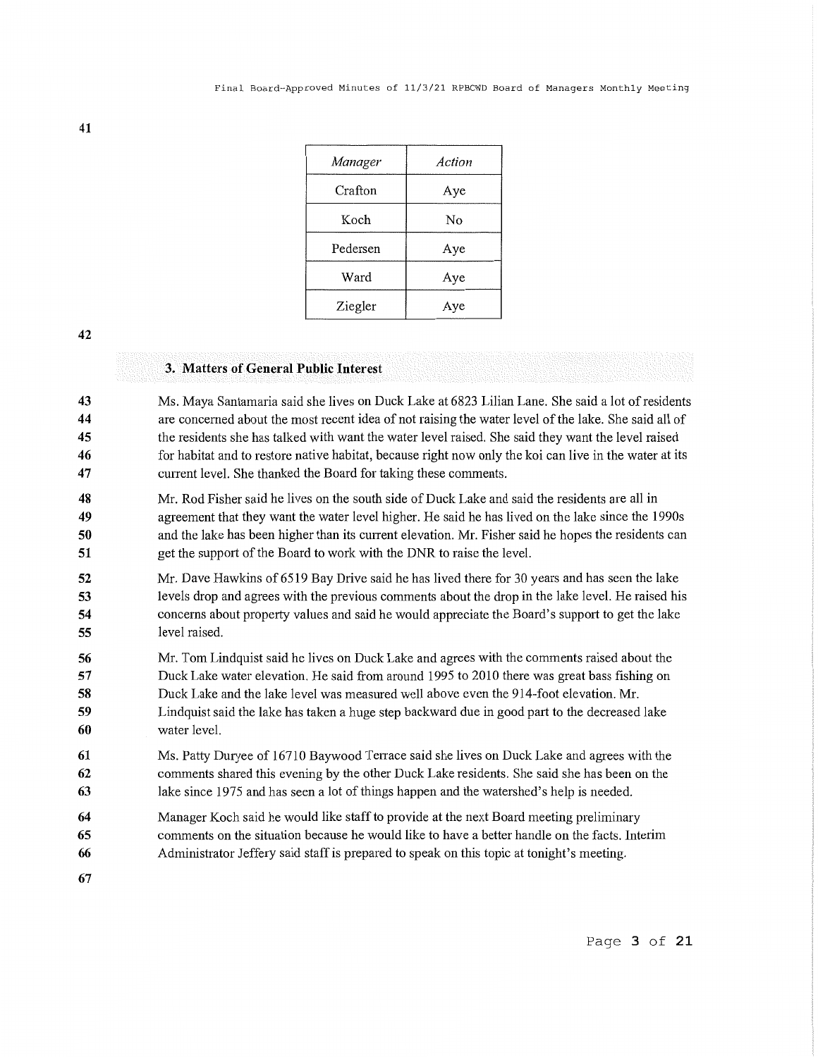| *Manager* | *Action* |
|---|---|
| Crafton | Aye |
| Koch | No |
| Pedersen | Aye |
| Ward | Aye |
| Ziegler | Aye |

### 3. Matters of General Public Interest

Ms. Maya Santamaria said she lives on Duck Lake at 6823 Lilian Lane. She said a lot of residents are concerned about the most recent idea of not raising the water level of the lake. She said all of the residents she has talked with want the water level raised. She said they want the level raised for habitat and to restore native habitat, because right now only the koi can live in the water at its current level. She thanked the Board for taking these comments.

Mr. Rod Fisher said he lives on the south side of Duck Lake and said the residents are all in agreement that they want the water level higher. He said he has lived on the lake since the 1990s and the lake has been higher than its current elevation. Mr. Fisher said he hopes the residents can get the support of the Board to work with the DNR to raise the level.

Mr. Dave Hawkins of 6519 Bay Drive said he has lived there for 30 years and has seen the lake levels drop and agrees with the previous comments about the drop in the lake level. He raised his concerns about property values and said he would appreciate the Board's support to get the lake level raised.

Mr. Tom Lindquist said he lives on Duck Lake and agrees with the comments raised about the Duck Lake water elevation. He said from around 1995 to 2010 there was great bass fishing on Duck Lake and the lake level was measured well above even the 914-foot elevation. Mr. Lindquist said the lake has taken a huge step backward due in good part to the decreased lake water level.

Ms. Patty Duryee of 16710 Baywood Terrace said she lives on Duck Lake and agrees with the comments shared this evening by the other Duck Lake residents. She said she has been on the lake since 1975 and has seen a lot of things happen and the watershed's help is needed.

Manager Koch said he would like staff to provide at the next Board meeting preliminary comments on the situation because he would like to have a better handle on the facts. Interim Administrator Jeffery said staff is prepared to speak on this topic at tonight's meeting.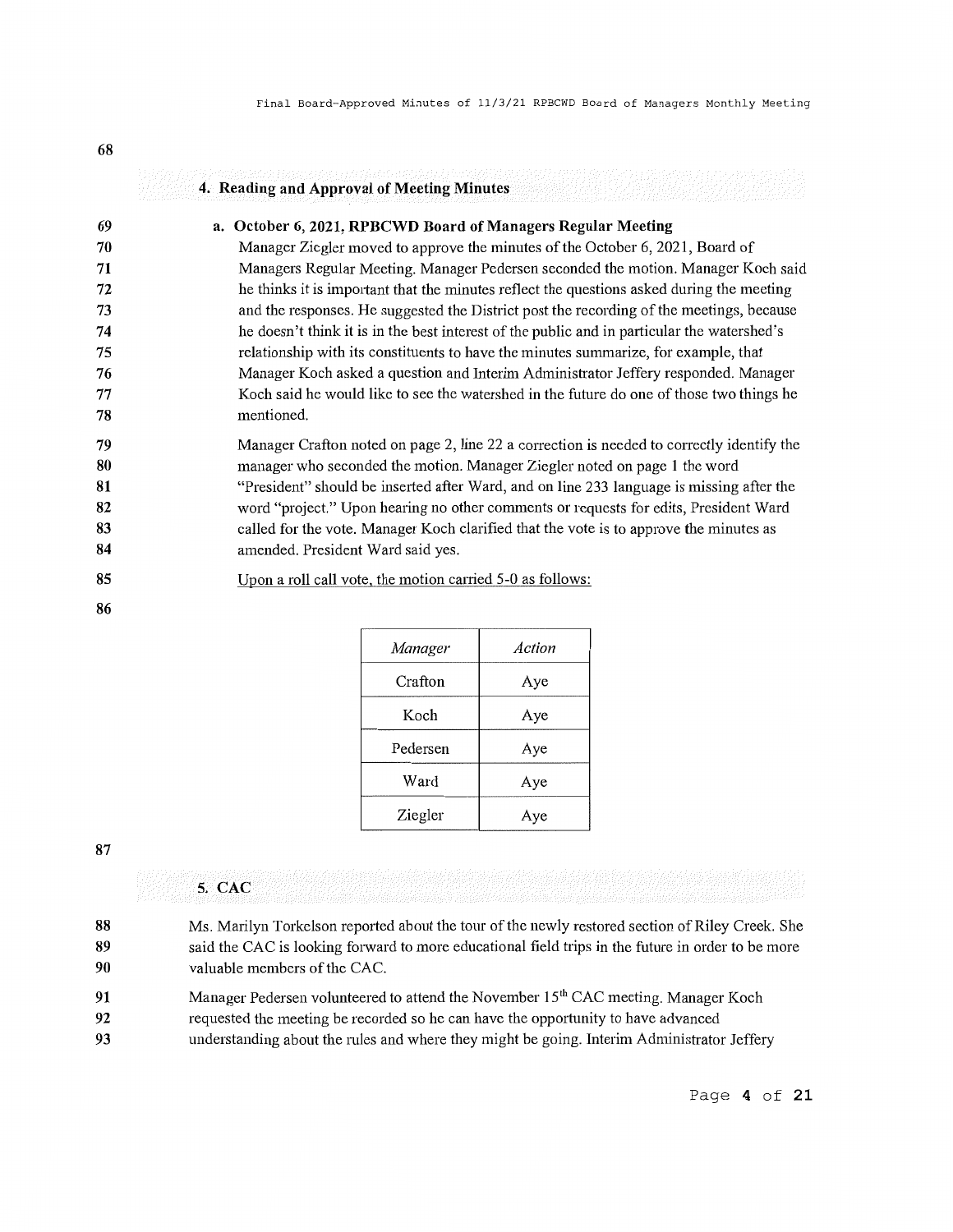## 4. Reading and Approval of Meeting Minutes

**a. October 6, 2021, RPBCWD Board of Managers Regular Meeting**

Manager Ziegler moved to approve the minutes of the October 6, 2021, Board of Managers Regular Meeting. Manager Pedersen seconded the motion. Manager Koch said he thinks it is important that the minutes reflect the questions asked during the meeting and the responses. He suggested the District post the recording of the meetings, because he doesn't think it is in the best interest of the public and in particular the watershed's relationship with its constituents to have the minutes summarize, for example, that Manager Koch asked a question and Interim Administrator Jeffery responded. Manager Koch said he would like to see the watershed in the future do one of those two things he mentioned.

Manager Crafton noted on page 2, line 22 a correction is needed to correctly identify the manager who seconded the motion. Manager Ziegler noted on page 1 the word "President" should be inserted after Ward, and on line 233 language is missing after the word "project." Upon hearing no other comments or requests for edits, President Ward called for the vote. Manager Koch clarified that the vote is to approve the minutes as amended. President Ward said yes.

Upon a roll call vote, the motion carried 5-0 as follows:

| *Manager* | *Action* |
|---|---|
| Crafton | Aye |
| Koch | Aye |
| Pedersen | Aye |
| Ward | Aye |
| Ziegler | Aye |

## 5. CAC

Ms. Marilyn Torkelson reported about the tour of the newly restored section of Riley Creek. She said the CAC is looking forward to more educational field trips in the future in order to be more valuable members of the CAC.

Manager Pedersen volunteered to attend the November 15th CAC meeting. Manager Koch requested the meeting be recorded so he can have the opportunity to have advanced understanding about the rules and where they might be going. Interim Administrator Jeffery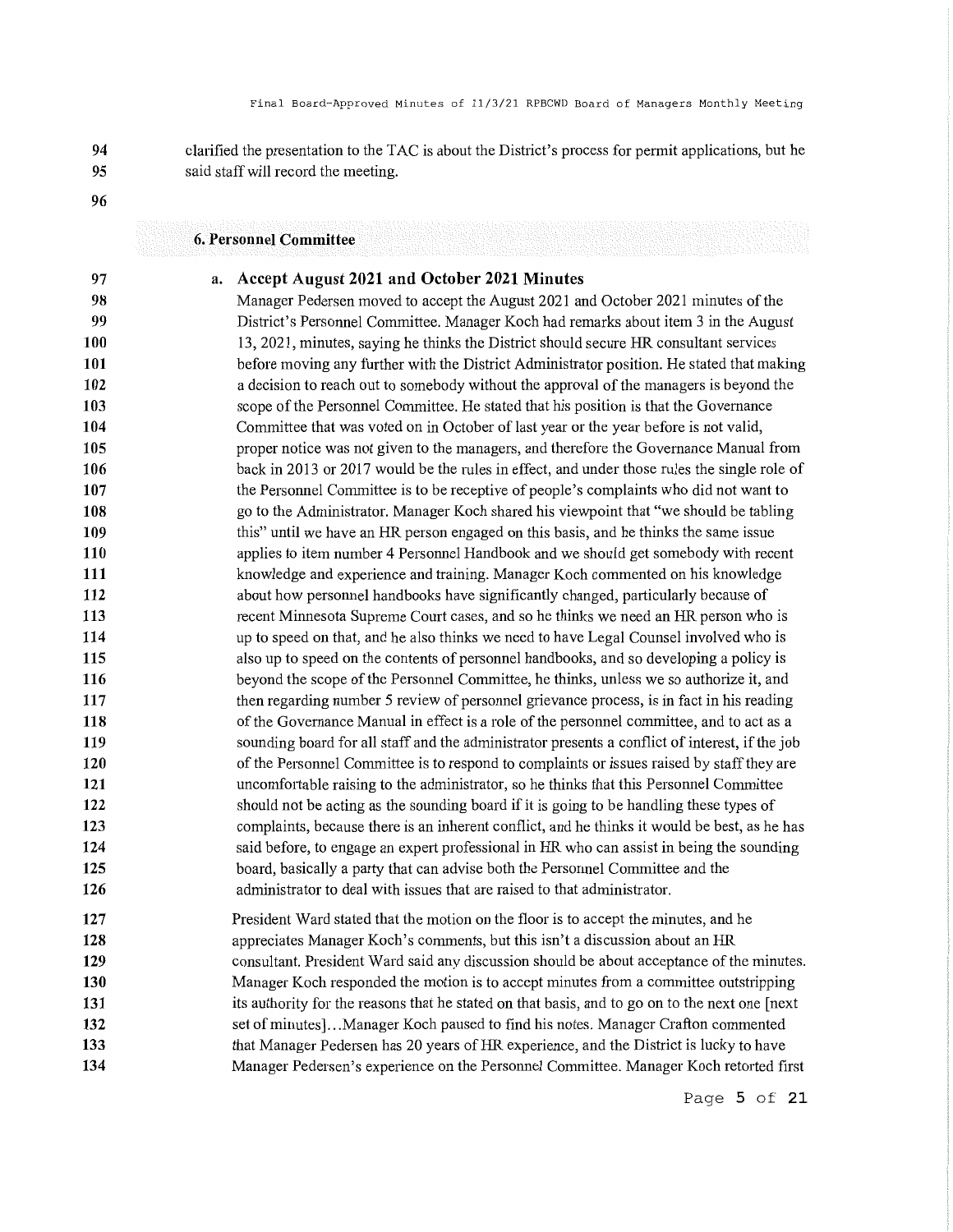clarified the presentation to the TAC is about the District's process for permit applications, but he said staff will record the meeting.

## 6. Personnel Committee

### a. Accept August 2021 and October 2021 Minutes

Manager Pedersen moved to accept the August 2021 and October 2021 minutes of the District's Personnel Committee. Manager Koch had remarks about item 3 in the August 13, 2021, minutes, saying he thinks the District should secure HR consultant services before moving any further with the District Administrator position. He stated that making a decision to reach out to somebody without the approval of the managers is beyond the scope of the Personnel Committee. He stated that his position is that the Governance Committee that was voted on in October of last year or the year before is not valid, proper notice was not given to the managers, and therefore the Governance Manual from back in 2013 or 2017 would be the rules in effect, and under those rules the single role of the Personnel Committee is to be receptive of people's complaints who did not want to go to the Administrator. Manager Koch shared his viewpoint that "we should be tabling this" until we have an HR person engaged on this basis, and he thinks the same issue applies to item number 4 Personnel Handbook and we should get somebody with recent knowledge and experience and training. Manager Koch commented on his knowledge about how personnel handbooks have significantly changed, particularly because of recent Minnesota Supreme Court cases, and so he thinks we need an HR person who is up to speed on that, and he also thinks we need to have Legal Counsel involved who is also up to speed on the contents of personnel handbooks, and so developing a policy is beyond the scope of the Personnel Committee, he thinks, unless we so authorize it, and then regarding number 5 review of personnel grievance process, is in fact in his reading of the Governance Manual in effect is a role of the personnel committee, and to act as a sounding board for all staff and the administrator presents a conflict of interest, if the job of the Personnel Committee is to respond to complaints or issues raised by staff they are uncomfortable raising to the administrator, so he thinks that this Personnel Committee should not be acting as the sounding board if it is going to be handling these types of complaints, because there is an inherent conflict, and he thinks it would be best, as he has said before, to engage an expert professional in HR who can assist in being the sounding board, basically a party that can advise both the Personnel Committee and the administrator to deal with issues that are raised to that administrator.

President Ward stated that the motion on the floor is to accept the minutes, and he appreciates Manager Koch's comments, but this isn't a discussion about an HR consultant. President Ward said any discussion should be about acceptance of the minutes. Manager Koch responded the motion is to accept minutes from a committee outstripping its authority for the reasons that he stated on that basis, and to go on to the next one [next set of minutes]…Manager Koch paused to find his notes. Manager Crafton commented that Manager Pedersen has 20 years of HR experience, and the District is lucky to have Manager Pedersen's experience on the Personnel Committee. Manager Koch retorted first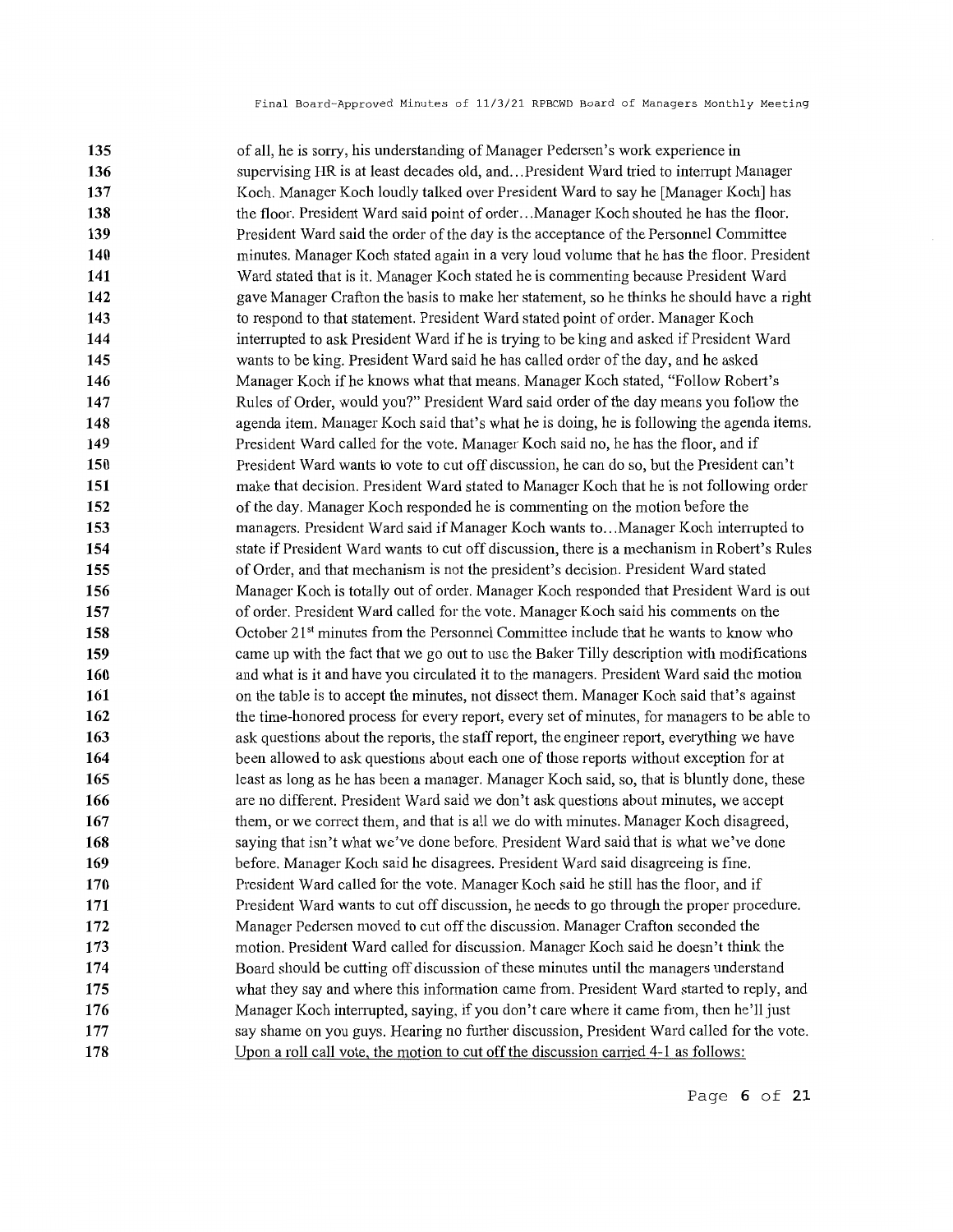of all, he is sorry, his understanding of Manager Pedersen's work experience in supervising HR is at least decades old, and...President Ward tried to interrupt Manager Koch. Manager Koch loudly talked over President Ward to say he [Manager Koch] has the floor. President Ward said point of order...Manager Koch shouted he has the floor. President Ward said the order of the day is the acceptance of the Personnel Committee minutes. Manager Koch stated again in a very loud volume that he has the floor. President Ward stated that is it. Manager Koch stated he is commenting because President Ward gave Manager Crafton the basis to make her statement, so he thinks he should have a right to respond to that statement. President Ward stated point of order. Manager Koch interrupted to ask President Ward if he is trying to be king and asked if President Ward wants to be king. President Ward said he has called order of the day, and he asked Manager Koch if he knows what that means. Manager Koch stated, "Follow Robert's Rules of Order, would you?" President Ward said order of the day means you follow the agenda item. Manager Koch said that's what he is doing, he is following the agenda items. President Ward called for the vote. Manager Koch said no, he has the floor, and if President Ward wants to vote to cut off discussion, he can do so, but the President can't make that decision. President Ward stated to Manager Koch that he is not following order of the day. Manager Koch responded he is commenting on the motion before the managers. President Ward said if Manager Koch wants to...Manager Koch interrupted to state if President Ward wants to cut off discussion, there is a mechanism in Robert's Rules of Order, and that mechanism is not the president's decision. President Ward stated Manager Koch is totally out of order. Manager Koch responded that President Ward is out of order. President Ward called for the vote. Manager Koch said his comments on the October 21st minutes from the Personnel Committee include that he wants to know who came up with the fact that we go out to use the Baker Tilly description with modifications and what is it and have you circulated it to the managers. President Ward said the motion on the table is to accept the minutes, not dissect them. Manager Koch said that's against the time-honored process for every report, every set of minutes, for managers to be able to ask questions about the reports, the staff report, the engineer report, everything we have been allowed to ask questions about each one of those reports without exception for at least as long as he has been a manager. Manager Koch said, so, that is bluntly done, these are no different. President Ward said we don't ask questions about minutes, we accept them, or we correct them, and that is all we do with minutes. Manager Koch disagreed, saying that isn't what we've done before. President Ward said that is what we've done before. Manager Koch said he disagrees. President Ward said disagreeing is fine. President Ward called for the vote. Manager Koch said he still has the floor, and if President Ward wants to cut off discussion, he needs to go through the proper procedure. Manager Pedersen moved to cut off the discussion. Manager Crafton seconded the motion. President Ward called for discussion. Manager Koch said he doesn't think the Board should be cutting off discussion of these minutes until the managers understand what they say and where this information came from. President Ward started to reply, and Manager Koch interrupted, saying, if you don't care where it came from, then he'll just say shame on you guys. Hearing no further discussion, President Ward called for the vote. <u>Upon a roll call vote, the motion to cut off the discussion carried 4-1 as follows:</u>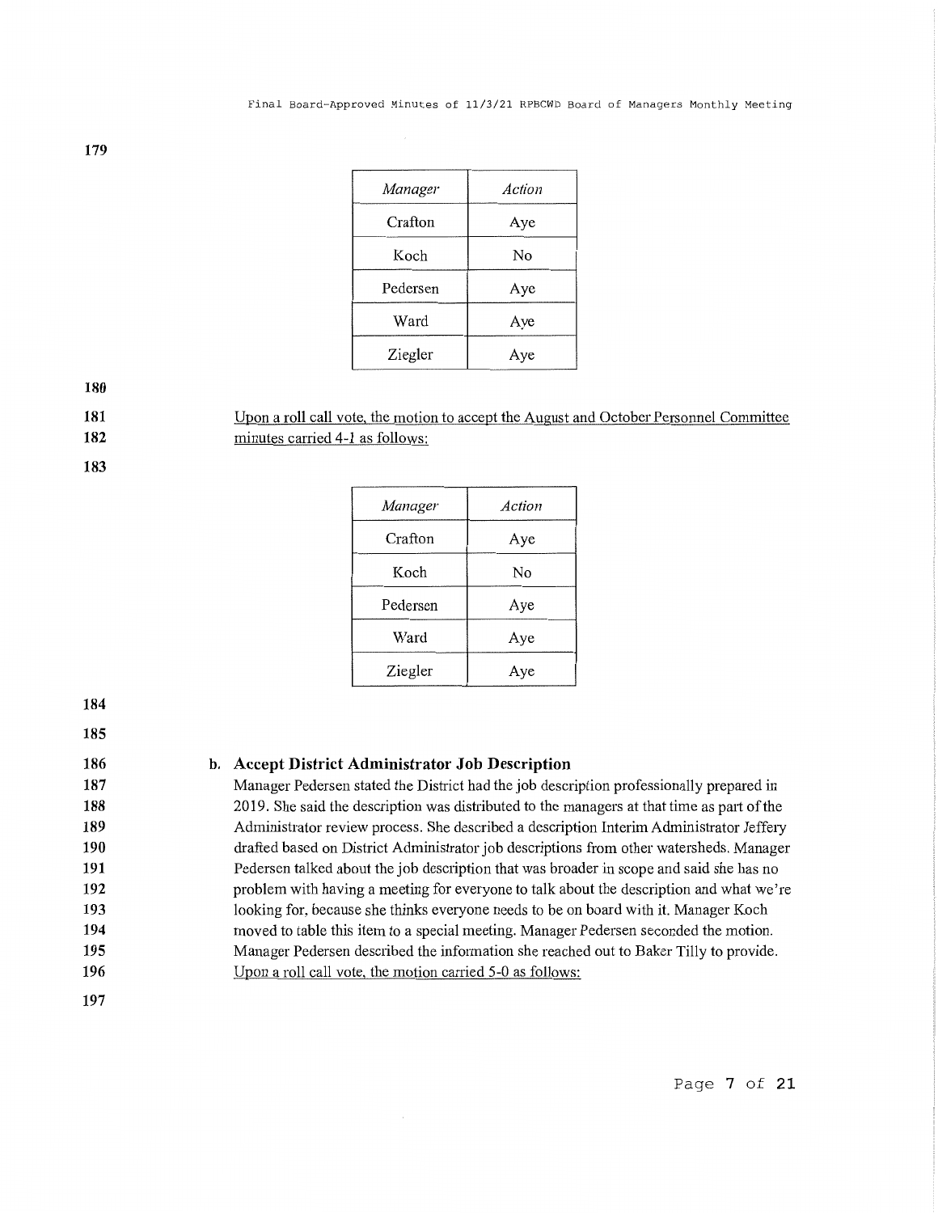| Manager | Action |
|---|---|
| Crafton | Aye |
| Koch | No |
| Pedersen | Aye |
| Ward | Aye |
| Ziegler | Aye |

<u>Upon a roll call vote, the motion to accept the August and October Personnel Committee minutes carried 4-1 as follows:</u>

| Manager | Action |
|---|---|
| Crafton | Aye |
| Koch | No |
| Pedersen | Aye |
| Ward | Aye |
| Ziegler | Aye |

**b. Accept District Administrator Job Description**

Manager Pedersen stated the District had the job description professionally prepared in 2019. She said the description was distributed to the managers at that time as part of the Administrator review process. She described a description Interim Administrator Jeffery drafted based on District Administrator job descriptions from other watersheds. Manager Pedersen talked about the job description that was broader in scope and said she has no problem with having a meeting for everyone to talk about the description and what we're looking for, because she thinks everyone needs to be on board with it. Manager Koch moved to table this item to a special meeting. Manager Pedersen seconded the motion. Manager Pedersen described the information she reached out to Baker Tilly to provide. <u>Upon a roll call vote, the motion carried 5-0 as follows:</u>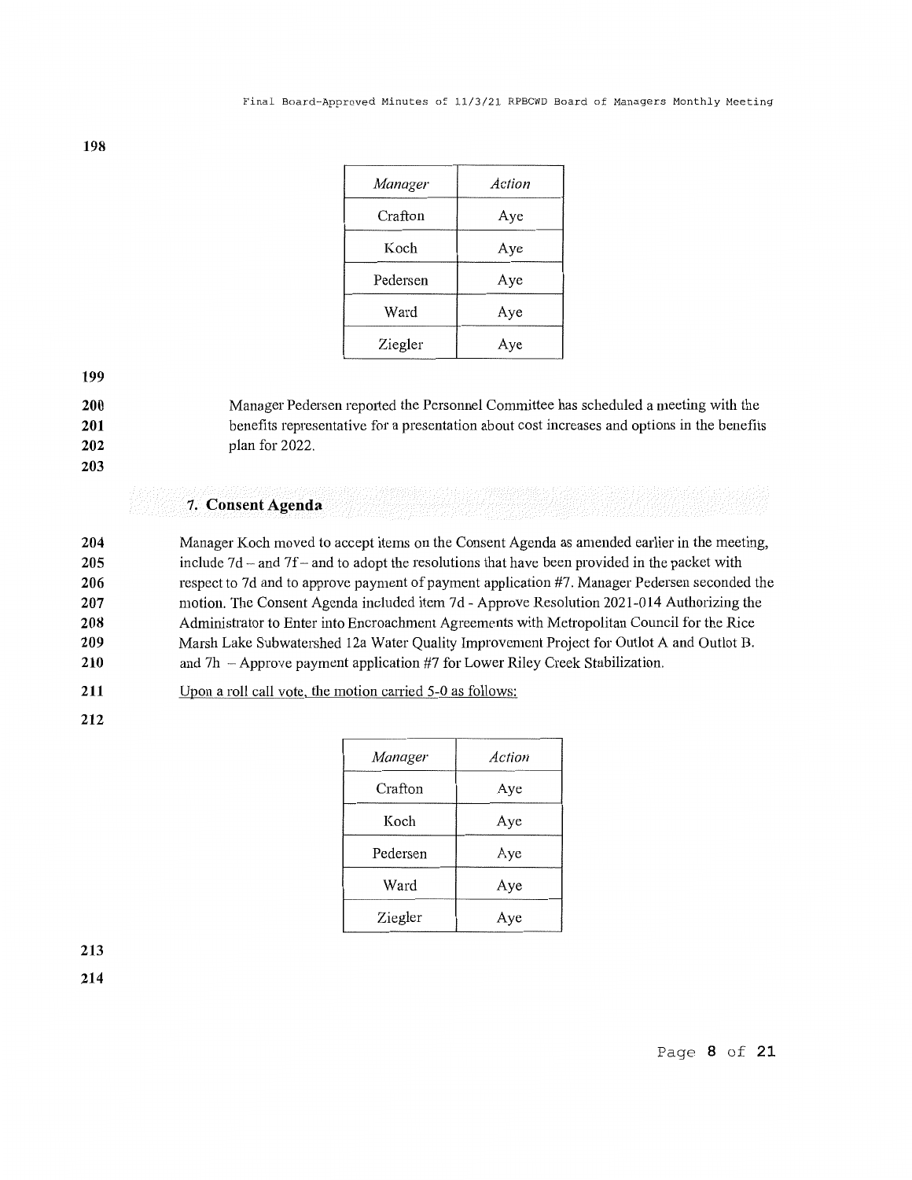| Manager | Action |
|---|---|
| Crafton | Aye |
| Koch | Aye |
| Pedersen | Aye |
| Ward | Aye |
| Ziegler | Aye |

Manager Pedersen reported the Personnel Committee has scheduled a meeting with the benefits representative for a presentation about cost increases and options in the benefits plan for 2022.

## 7. Consent Agenda

Manager Koch moved to accept items on the Consent Agenda as amended earlier in the meeting, include 7d – and 7f – and to adopt the resolutions that have been provided in the packet with respect to 7d and to approve payment of payment application #7. Manager Pedersen seconded the motion. The Consent Agenda included item 7d - Approve Resolution 2021-014 Authorizing the Administrator to Enter into Encroachment Agreements with Metropolitan Council for the Rice Marsh Lake Subwatershed 12a Water Quality Improvement Project for Outlot A and Outlot B. and 7h – Approve payment application #7 for Lower Riley Creek Stabilization.

Upon a roll call vote, the motion carried 5-0 as follows:

| Manager | Action |
|---|---|
| Crafton | Aye |
| Koch | Aye |
| Pedersen | Aye |
| Ward | Aye |
| Ziegler | Aye |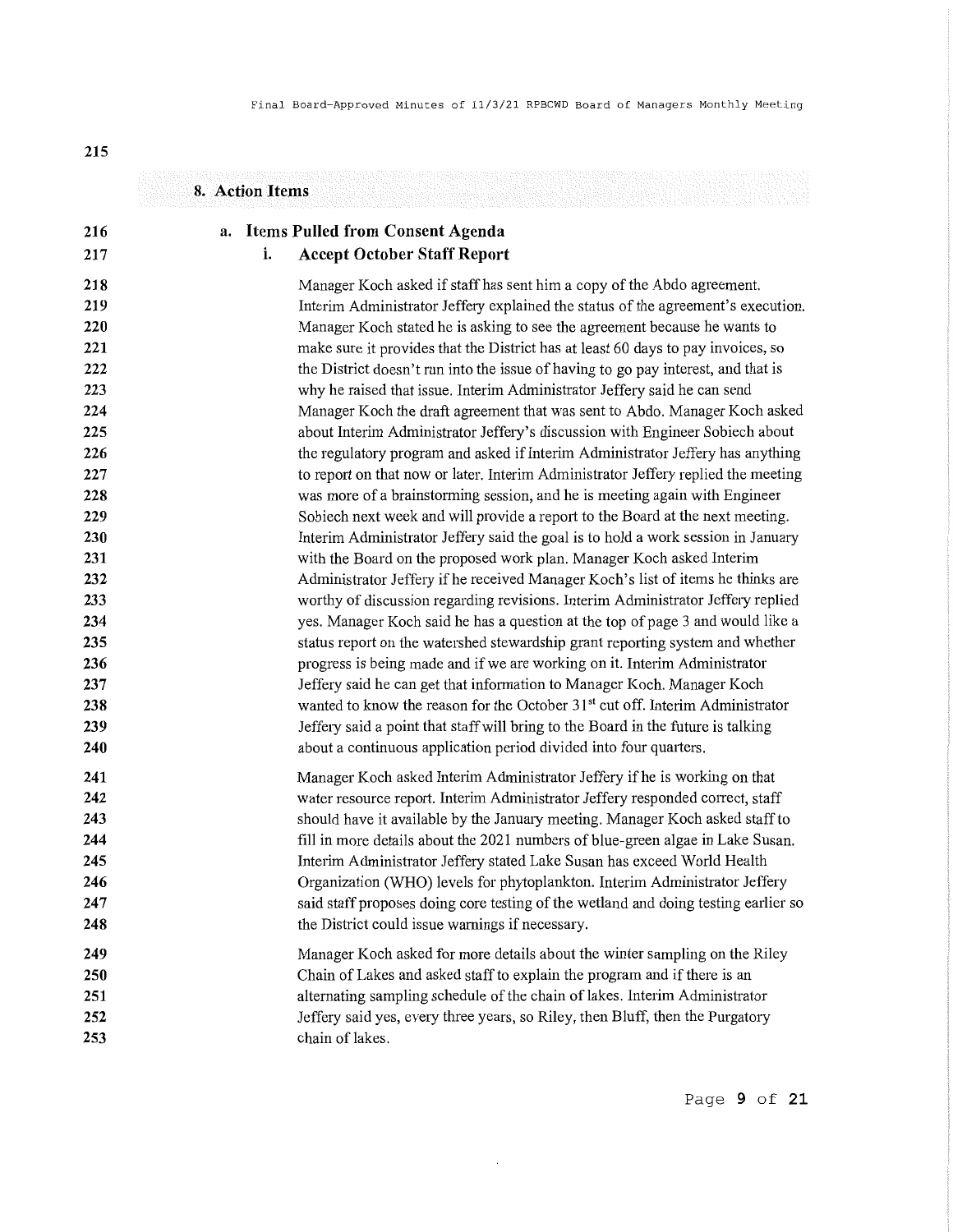## 8. Action Items

### a. Items Pulled from Consent Agenda

#### i. Accept October Staff Report

Manager Koch asked if staff has sent him a copy of the Abdo agreement. Interim Administrator Jeffery explained the status of the agreement's execution. Manager Koch stated he is asking to see the agreement because he wants to make sure it provides that the District has at least 60 days to pay invoices, so the District doesn't run into the issue of having to go pay interest, and that is why he raised that issue. Interim Administrator Jeffery said he can send Manager Koch the draft agreement that was sent to Abdo. Manager Koch asked about Interim Administrator Jeffery's discussion with Engineer Sobiech about the regulatory program and asked if Interim Administrator Jeffery has anything to report on that now or later. Interim Administrator Jeffery replied the meeting was more of a brainstorming session, and he is meeting again with Engineer Sobiech next week and will provide a report to the Board at the next meeting. Interim Administrator Jeffery said the goal is to hold a work session in January with the Board on the proposed work plan. Manager Koch asked Interim Administrator Jeffery if he received Manager Koch's list of items he thinks are worthy of discussion regarding revisions. Interim Administrator Jeffery replied yes. Manager Koch said he has a question at the top of page 3 and would like a status report on the watershed stewardship grant reporting system and whether progress is being made and if we are working on it. Interim Administrator Jeffery said he can get that information to Manager Koch. Manager Koch wanted to know the reason for the October 31st cut off. Interim Administrator Jeffery said a point that staff will bring to the Board in the future is talking about a continuous application period divided into four quarters.

Manager Koch asked Interim Administrator Jeffery if he is working on that water resource report. Interim Administrator Jeffery responded correct, staff should have it available by the January meeting. Manager Koch asked staff to fill in more details about the 2021 numbers of blue-green algae in Lake Susan. Interim Administrator Jeffery stated Lake Susan has exceed World Health Organization (WHO) levels for phytoplankton. Interim Administrator Jeffery said staff proposes doing core testing of the wetland and doing testing earlier so the District could issue warnings if necessary.

Manager Koch asked for more details about the winter sampling on the Riley Chain of Lakes and asked staff to explain the program and if there is an alternating sampling schedule of the chain of lakes. Interim Administrator Jeffery said yes, every three years, so Riley, then Bluff, then the Purgatory chain of lakes.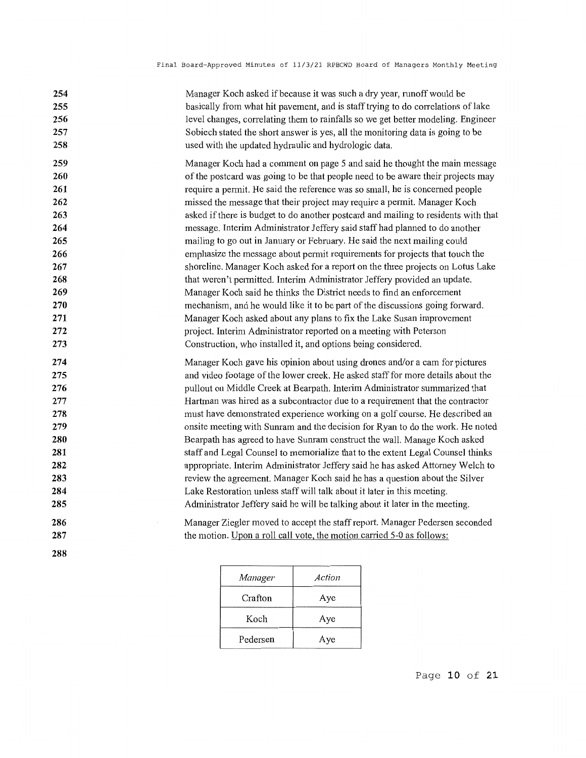Manager Koch asked if because it was such a dry year, runoff would be basically from what hit pavement, and is staff trying to do correlations of lake level changes, correlating them to rainfalls so we get better modeling. Engineer Sobiech stated the short answer is yes, all the monitoring data is going to be used with the updated hydraulic and hydrologic data.

Manager Koch had a comment on page 5 and said he thought the main message of the postcard was going to be that people need to be aware their projects may require a permit. He said the reference was so small, he is concerned people missed the message that their project may require a permit. Manager Koch asked if there is budget to do another postcard and mailing to residents with that message. Interim Administrator Jeffery said staff had planned to do another mailing to go out in January or February. He said the next mailing could emphasize the message about permit requirements for projects that touch the shoreline. Manager Koch asked for a report on the three projects on Lotus Lake that weren't permitted. Interim Administrator Jeffery provided an update. Manager Koch said he thinks the District needs to find an enforcement mechanism, and he would like it to be part of the discussions going forward. Manager Koch asked about any plans to fix the Lake Susan improvement project. Interim Administrator reported on a meeting with Peterson Construction, who installed it, and options being considered.

Manager Koch gave his opinion about using drones and/or a cam for pictures and video footage of the lower creek. He asked staff for more details about the pullout on Middle Creek at Bearpath. Interim Administrator summarized that Hartman was hired as a subcontractor due to a requirement that the contractor must have demonstrated experience working on a golf course. He described an onsite meeting with Sunram and the decision for Ryan to do the work. He noted Bearpath has agreed to have Sunram construct the wall. Manage Koch asked staff and Legal Counsel to memorialize that to the extent Legal Counsel thinks appropriate. Interim Administrator Jeffery said he has asked Attorney Welch to review the agreement. Manager Koch said he has a question about the Silver Lake Restoration unless staff will talk about it later in this meeting. Administrator Jeffery said he will be talking about it later in the meeting.

Manager Ziegler moved to accept the staff report. Manager Pedersen seconded the motion. Upon a roll call vote, the motion carried 5-0 as follows:

| *Manager* | *Action* |
|---|---|
| Crafton | Aye |
| Koch | Aye |
| Pedersen | Aye |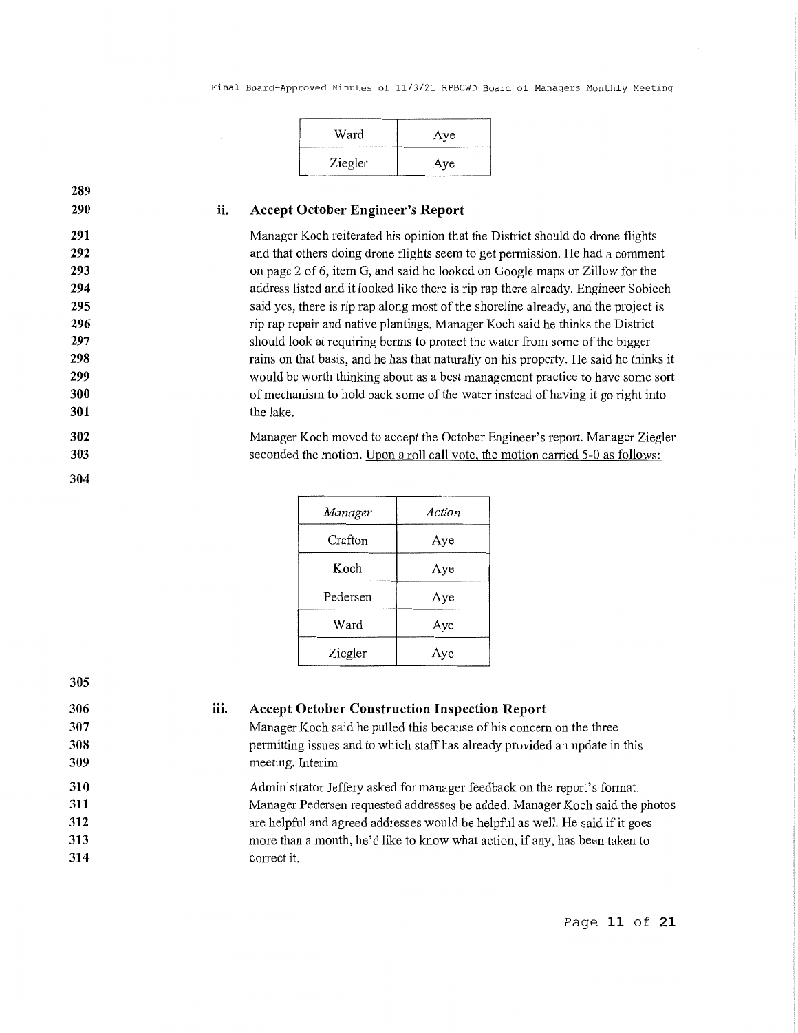| Ward | Aye |
|---|---|
| Ziegler | Aye |

### ii. Accept October Engineer's Report

Manager Koch reiterated his opinion that the District should do drone flights and that others doing drone flights seem to get permission. He had a comment on page 2 of 6, item G, and said he looked on Google maps or Zillow for the address listed and it looked like there is rip rap there already. Engineer Sobiech said yes, there is rip rap along most of the shoreline already, and the project is rip rap repair and native plantings. Manager Koch said he thinks the District should look at requiring berms to protect the water from some of the bigger rains on that basis, and he has that naturally on his property. He said he thinks it would be worth thinking about as a best management practice to have some sort of mechanism to hold back some of the water instead of having it go right into the lake.

Manager Koch moved to accept the October Engineer's report. Manager Ziegler seconded the motion. Upon a roll call vote, the motion carried 5-0 as follows:

| *Manager* | *Action* |
|---|---|
| Crafton | Aye |
| Koch | Aye |
| Pedersen | Aye |
| Ward | Aye |
| Ziegler | Aye |

### iii. Accept October Construction Inspection Report

Manager Koch said he pulled this because of his concern on the three permitting issues and to which staff has already provided an update in this meeting. Interim

Administrator Jeffery asked for manager feedback on the report's format. Manager Pedersen requested addresses be added. Manager Koch said the photos are helpful and agreed addresses would be helpful as well. He said if it goes more than a month, he'd like to know what action, if any, has been taken to correct it.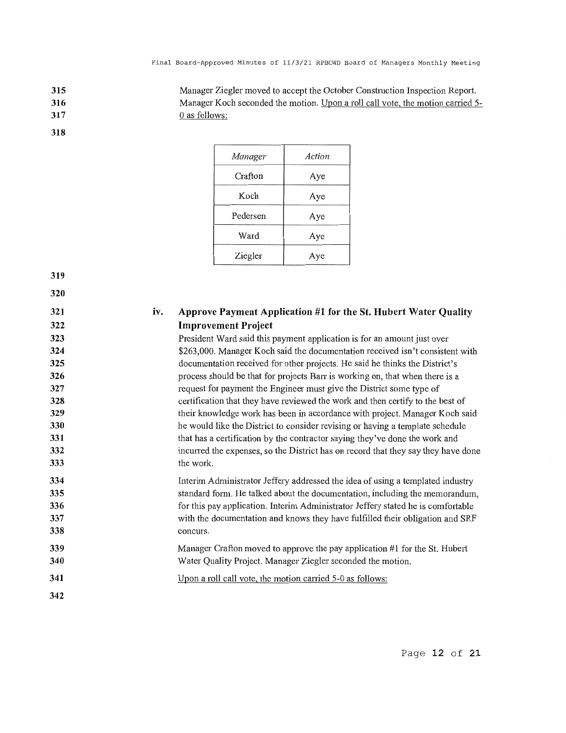Manager Ziegler moved to accept the October Construction Inspection Report. Manager Koch seconded the motion. Upon a roll call vote, the motion carried 5-0 as follows:

| *Manager* | *Action* |
|---|---|
| Crafton | Aye |
| Koch | Aye |
| Pedersen | Aye |
| Ward | Aye |
| Ziegler | Aye |

### iv. Approve Payment Application #1 for the St. Hubert Water Quality Improvement Project

President Ward said this payment application is for an amount just over $263,000. Manager Koch said the documentation received isn't consistent with documentation received for other projects. He said he thinks the District's process should be that for projects Barr is working on, that when there is a request for payment the Engineer must give the District some type of certification that they have reviewed the work and then certify to the best of their knowledge work has been in accordance with project. Manager Koch said he would like the District to consider revising or having a template schedule that has a certification by the contractor saying they've done the work and incurred the expenses, so the District has on record that they say they have done the work.

Interim Administrator Jeffery addressed the idea of using a templated industry standard form. He talked about the documentation, including the memorandum, for this pay application. Interim Administrator Jeffery stated he is comfortable with the documentation and knows they have fulfilled their obligation and SRF concurs.

Manager Crafton moved to approve the pay application #1 for the St. Hubert Water Quality Project. Manager Ziegler seconded the motion.

Upon a roll call vote, the motion carried 5-0 as follows: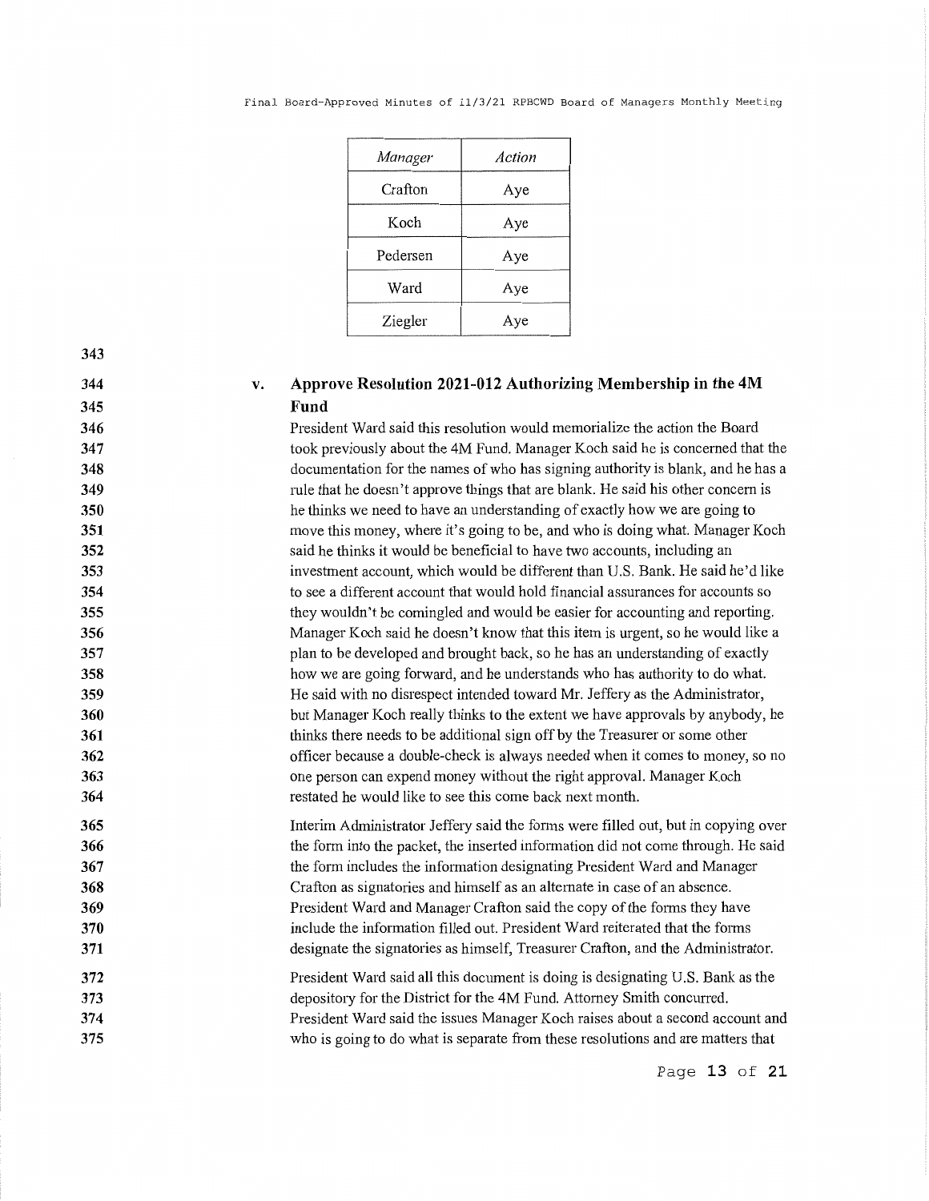| *Manager* | *Action* |
|---|---|
| Crafton | Aye |
| Koch | Aye |
| Pedersen | Aye |
| Ward | Aye |
| Ziegler | Aye |

### v. Approve Resolution 2021-012 Authorizing Membership in the 4M Fund

President Ward said this resolution would memorialize the action the Board took previously about the 4M Fund. Manager Koch said he is concerned that the documentation for the names of who has signing authority is blank, and he has a rule that he doesn't approve things that are blank. He said his other concern is he thinks we need to have an understanding of exactly how we are going to move this money, where it's going to be, and who is doing what. Manager Koch said he thinks it would be beneficial to have two accounts, including an investment account, which would be different than U.S. Bank. He said he'd like to see a different account that would hold financial assurances for accounts so they wouldn't be comingled and would be easier for accounting and reporting. Manager Koch said he doesn't know that this item is urgent, so he would like a plan to be developed and brought back, so he has an understanding of exactly how we are going forward, and he understands who has authority to do what. He said with no disrespect intended toward Mr. Jeffery as the Administrator, but Manager Koch really thinks to the extent we have approvals by anybody, he thinks there needs to be additional sign off by the Treasurer or some other officer because a double-check is always needed when it comes to money, so no one person can expend money without the right approval. Manager Koch restated he would like to see this come back next month.

Interim Administrator Jeffery said the forms were filled out, but in copying over the form into the packet, the inserted information did not come through. He said the form includes the information designating President Ward and Manager Crafton as signatories and himself as an alternate in case of an absence. President Ward and Manager Crafton said the copy of the forms they have include the information filled out. President Ward reiterated that the forms designate the signatories as himself, Treasurer Crafton, and the Administrator.

President Ward said all this document is doing is designating U.S. Bank as the depository for the District for the 4M Fund. Attorney Smith concurred. President Ward said the issues Manager Koch raises about a second account and who is going to do what is separate from these resolutions and are matters that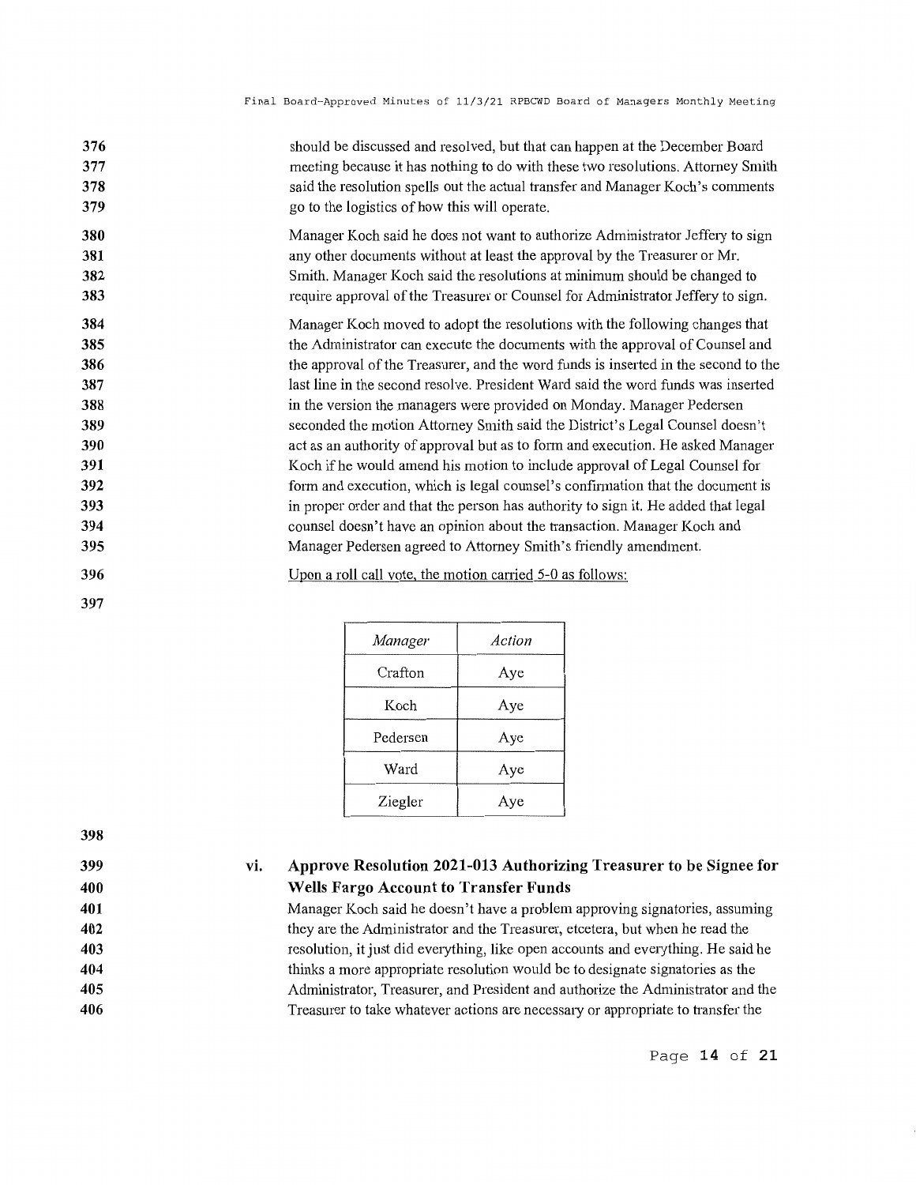should be discussed and resolved, but that can happen at the December Board meeting because it has nothing to do with these two resolutions. Attorney Smith said the resolution spells out the actual transfer and Manager Koch's comments go to the logistics of how this will operate.

Manager Koch said he does not want to authorize Administrator Jeffery to sign any other documents without at least the approval by the Treasurer or Mr. Smith. Manager Koch said the resolutions at minimum should be changed to require approval of the Treasurer or Counsel for Administrator Jeffery to sign.

Manager Koch moved to adopt the resolutions with the following changes that the Administrator can execute the documents with the approval of Counsel and the approval of the Treasurer, and the word funds is inserted in the second to the last line in the second resolve. President Ward said the word funds was inserted in the version the managers were provided on Monday. Manager Pedersen seconded the motion Attorney Smith said the District's Legal Counsel doesn't act as an authority of approval but as to form and execution. He asked Manager Koch if he would amend his motion to include approval of Legal Counsel for form and execution, which is legal counsel's confirmation that the document is in proper order and that the person has authority to sign it. He added that legal counsel doesn't have an opinion about the transaction. Manager Koch and Manager Pedersen agreed to Attorney Smith's friendly amendment.

Upon a roll call vote, the motion carried 5-0 as follows:

| *Manager* | *Action* |
|---|---|
| Crafton | Aye |
| Koch | Aye |
| Pedersen | Aye |
| Ward | Aye |
| Ziegler | Aye |

### vi. Approve Resolution 2021-013 Authorizing Treasurer to be Signee for Wells Fargo Account to Transfer Funds

Manager Koch said he doesn't have a problem approving signatories, assuming they are the Administrator and the Treasurer, etcetera, but when he read the resolution, it just did everything, like open accounts and everything. He said he thinks a more appropriate resolution would be to designate signatories as the Administrator, Treasurer, and President and authorize the Administrator and the Treasurer to take whatever actions are necessary or appropriate to transfer the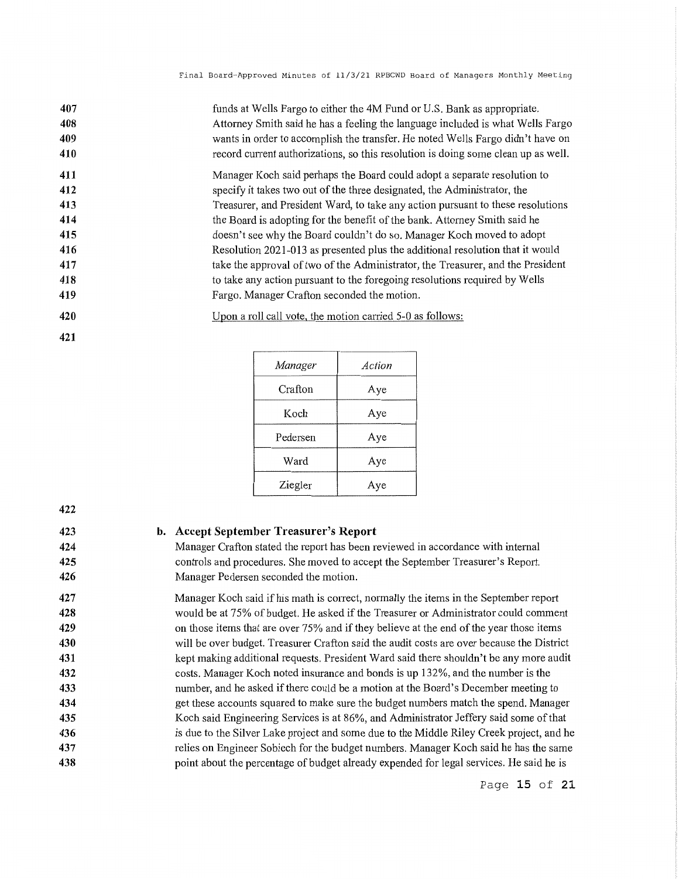funds at Wells Fargo to either the 4M Fund or U.S. Bank as appropriate. Attorney Smith said he has a feeling the language included is what Wells Fargo wants in order to accomplish the transfer. He noted Wells Fargo didn't have on record current authorizations, so this resolution is doing some clean up as well.

Manager Koch said perhaps the Board could adopt a separate resolution to specify it takes two out of the three designated, the Administrator, the Treasurer, and President Ward, to take any action pursuant to these resolutions the Board is adopting for the benefit of the bank. Attorney Smith said he doesn't see why the Board couldn't do so. Manager Koch moved to adopt Resolution 2021-013 as presented plus the additional resolution that it would take the approval of two of the Administrator, the Treasurer, and the President to take any action pursuant to the foregoing resolutions required by Wells Fargo. Manager Crafton seconded the motion.

Upon a roll call vote, the motion carried 5-0 as follows:

| *Manager* | *Action* |
|---|---|
| Crafton | Aye |
| Koch | Aye |
| Pedersen | Aye |
| Ward | Aye |
| Ziegler | Aye |

**b. Accept September Treasurer's Report**

Manager Crafton stated the report has been reviewed in accordance with internal controls and procedures. She moved to accept the September Treasurer's Report. Manager Pedersen seconded the motion.

Manager Koch said if his math is correct, normally the items in the September report would be at 75% of budget. He asked if the Treasurer or Administrator could comment on those items that are over 75% and if they believe at the end of the year those items will be over budget. Treasurer Crafton said the audit costs are over because the District kept making additional requests. President Ward said there shouldn't be any more audit costs. Manager Koch noted insurance and bonds is up 132%, and the number is the number, and he asked if there could be a motion at the Board's December meeting to get these accounts squared to make sure the budget numbers match the spend. Manager Koch said Engineering Services is at 86%, and Administrator Jeffery said some of that is due to the Silver Lake project and some due to the Middle Riley Creek project, and he relies on Engineer Sobiech for the budget numbers. Manager Koch said he has the same point about the percentage of budget already expended for legal services. He said he is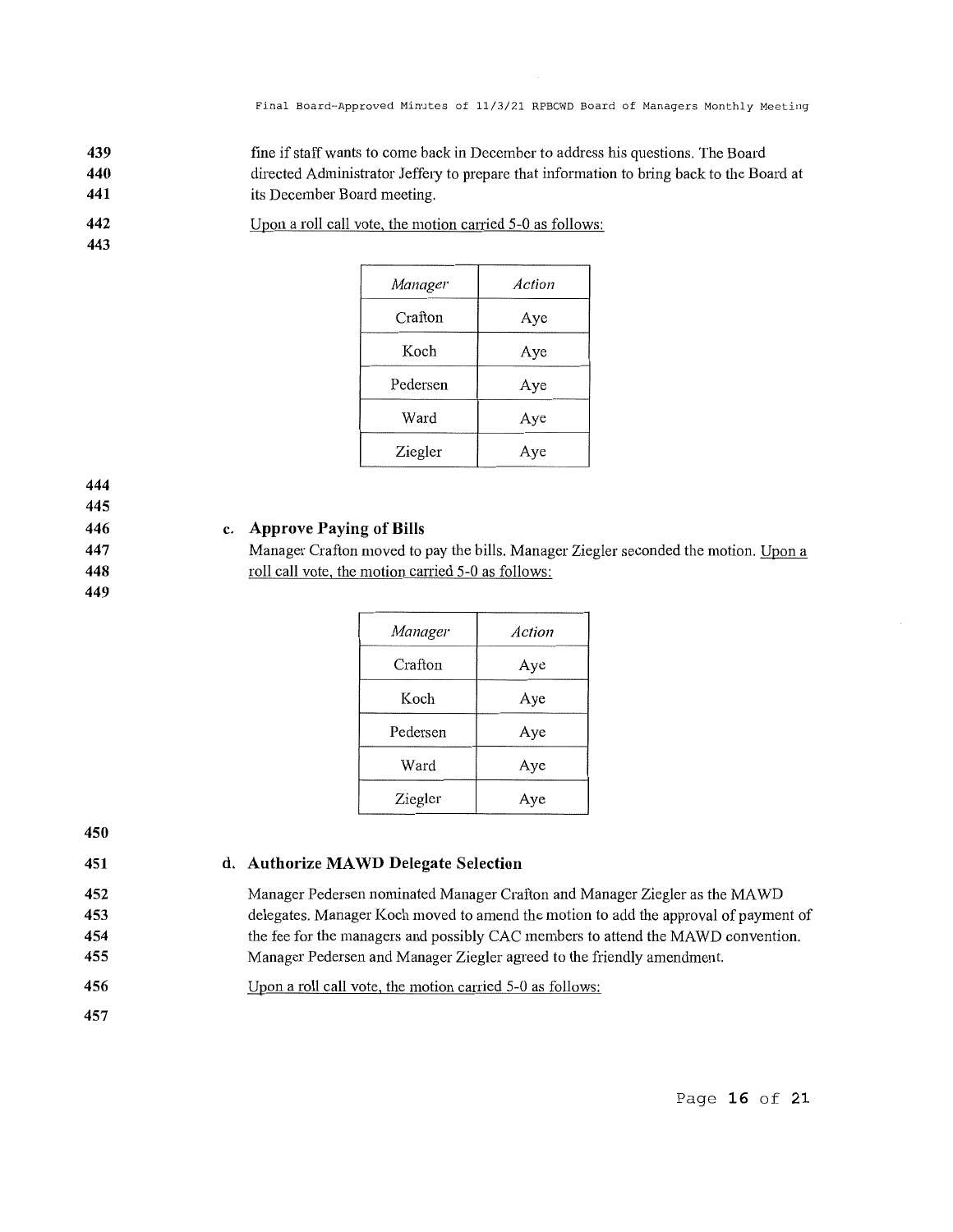fine if staff wants to come back in December to address his questions. The Board directed Administrator Jeffery to prepare that information to bring back to the Board at its December Board meeting.

Upon a roll call vote, the motion carried 5-0 as follows:

| *Manager* | *Action* |
|---|---|
| Crafton | Aye |
| Koch | Aye |
| Pedersen | Aye |
| Ward | Aye |
| Ziegler | Aye |

**c. Approve Paying of Bills**

Manager Crafton moved to pay the bills. Manager Ziegler seconded the motion. Upon a roll call vote, the motion carried 5-0 as follows:

| *Manager* | *Action* |
|---|---|
| Crafton | Aye |
| Koch | Aye |
| Pedersen | Aye |
| Ward | Aye |
| Ziegler | Aye |

**d. Authorize MAWD Delegate Selection**

Manager Pedersen nominated Manager Crafton and Manager Ziegler as the MAWD delegates. Manager Koch moved to amend the motion to add the approval of payment of the fee for the managers and possibly CAC members to attend the MAWD convention. Manager Pedersen and Manager Ziegler agreed to the friendly amendment.

Upon a roll call vote, the motion carried 5-0 as follows: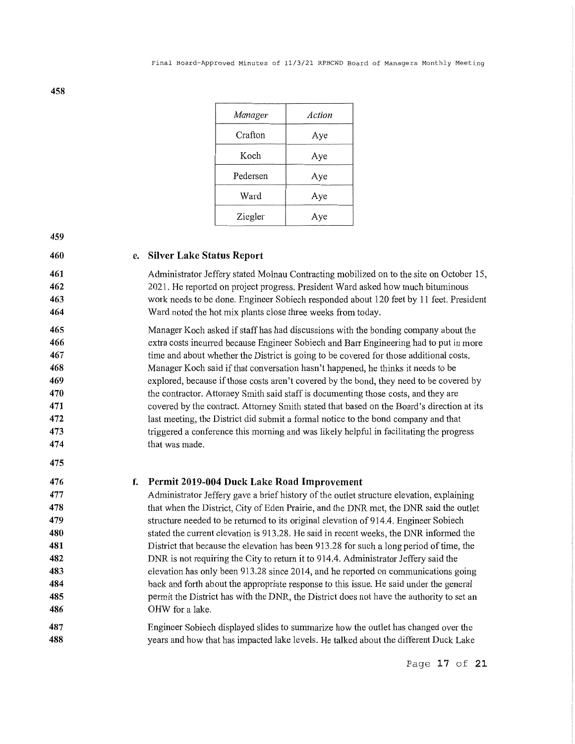| *Manager* | *Action* |
|---|---|
| Crafton | Aye |
| Koch | Aye |
| Pedersen | Aye |
| Ward | Aye |
| Ziegler | Aye |

### e. Silver Lake Status Report

Administrator Jeffery stated Molnau Contracting mobilized on to the site on October 15, 2021. He reported on project progress. President Ward asked how much bituminous work needs to be done. Engineer Sobiech responded about 120 feet by 11 feet. President Ward noted the hot mix plants close three weeks from today.

Manager Koch asked if staff has had discussions with the bonding company about the extra costs incurred because Engineer Sobiech and Barr Engineering had to put in more time and about whether the District is going to be covered for those additional costs. Manager Koch said if that conversation hasn't happened, he thinks it needs to be explored, because if those costs aren't covered by the bond, they need to be covered by the contractor. Attorney Smith said staff is documenting those costs, and they are covered by the contract. Attorney Smith stated that based on the Board's direction at its last meeting, the District did submit a formal notice to the bond company and that triggered a conference this morning and was likely helpful in facilitating the progress that was made.

### f. Permit 2019-004 Duck Lake Road Improvement

Administrator Jeffery gave a brief history of the outlet structure elevation, explaining that when the District, City of Eden Prairie, and the DNR met, the DNR said the outlet structure needed to be returned to its original elevation of 914.4. Engineer Sobiech stated the current elevation is 913.28. He said in recent weeks, the DNR informed the District that because the elevation has been 913.28 for such a long period of time, the DNR is not requiring the City to return it to 914.4. Administrator Jeffery said the elevation has only been 913.28 since 2014, and he reported on communications going back and forth about the appropriate response to this issue. He said under the general permit the District has with the DNR, the District does not have the authority to set an OHW for a lake.

Engineer Sobiech displayed slides to summarize how the outlet has changed over the years and how that has impacted lake levels. He talked about the different Duck Lake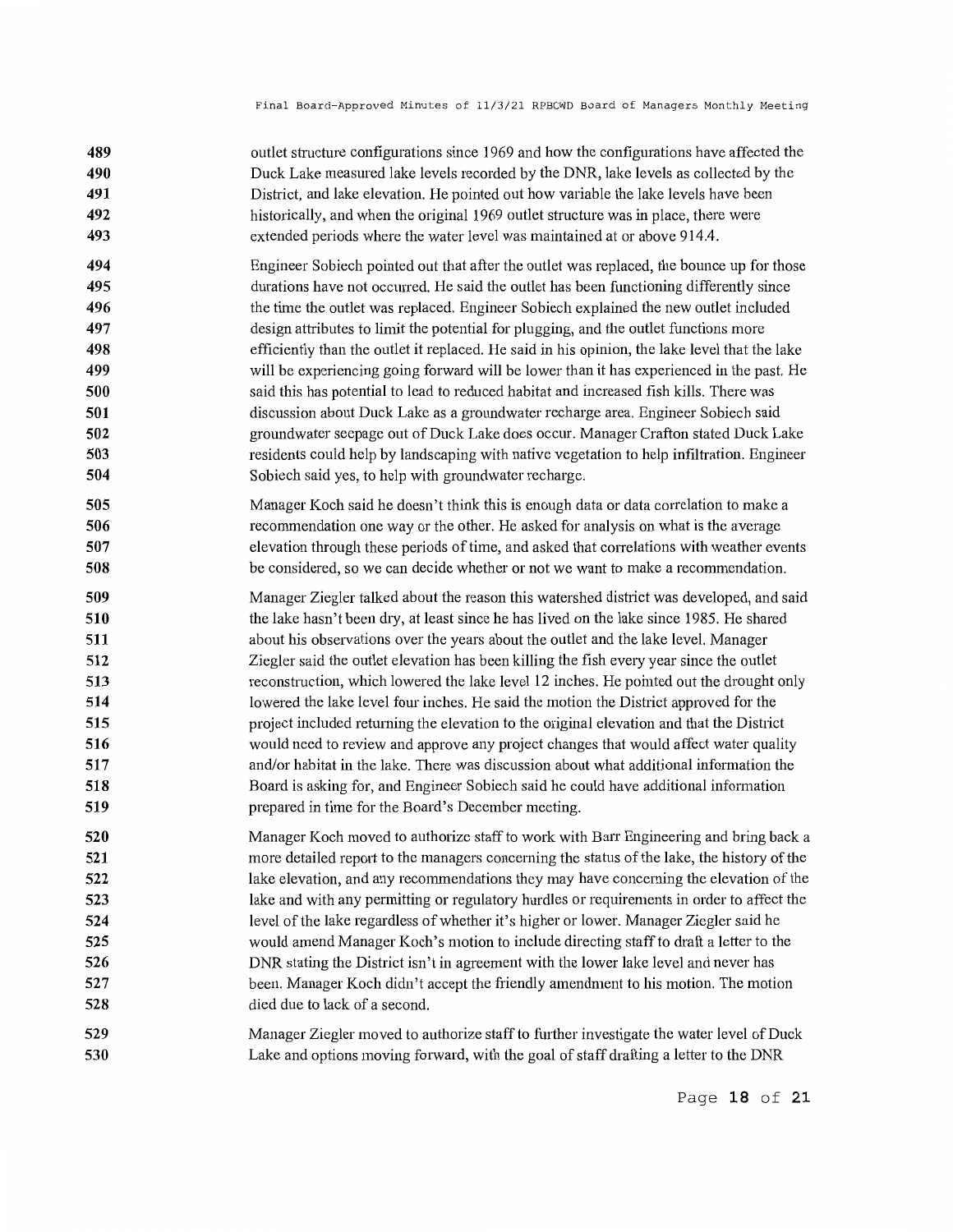outlet structure configurations since 1969 and how the configurations have affected the Duck Lake measured lake levels recorded by the DNR, lake levels as collected by the District, and lake elevation. He pointed out how variable the lake levels have been historically, and when the original 1969 outlet structure was in place, there were extended periods where the water level was maintained at or above 914.4.

Engineer Sobiech pointed out that after the outlet was replaced, the bounce up for those durations have not occurred. He said the outlet has been functioning differently since the time the outlet was replaced. Engineer Sobiech explained the new outlet included design attributes to limit the potential for plugging, and the outlet functions more efficiently than the outlet it replaced. He said in his opinion, the lake level that the lake will be experiencing going forward will be lower than it has experienced in the past. He said this has potential to lead to reduced habitat and increased fish kills. There was discussion about Duck Lake as a groundwater recharge area. Engineer Sobiech said groundwater seepage out of Duck Lake does occur. Manager Crafton stated Duck Lake residents could help by landscaping with native vegetation to help infiltration. Engineer Sobiech said yes, to help with groundwater recharge.

Manager Koch said he doesn't think this is enough data or data correlation to make a recommendation one way or the other. He asked for analysis on what is the average elevation through these periods of time, and asked that correlations with weather events be considered, so we can decide whether or not we want to make a recommendation.

Manager Ziegler talked about the reason this watershed district was developed, and said the lake hasn't been dry, at least since he has lived on the lake since 1985. He shared about his observations over the years about the outlet and the lake level. Manager Ziegler said the outlet elevation has been killing the fish every year since the outlet reconstruction, which lowered the lake level 12 inches. He pointed out the drought only lowered the lake level four inches. He said the motion the District approved for the project included returning the elevation to the original elevation and that the District would need to review and approve any project changes that would affect water quality and/or habitat in the lake. There was discussion about what additional information the Board is asking for, and Engineer Sobiech said he could have additional information prepared in time for the Board's December meeting.

Manager Koch moved to authorize staff to work with Barr Engineering and bring back a more detailed report to the managers concerning the status of the lake, the history of the lake elevation, and any recommendations they may have concerning the elevation of the lake and with any permitting or regulatory hurdles or requirements in order to affect the level of the lake regardless of whether it's higher or lower. Manager Ziegler said he would amend Manager Koch's motion to include directing staff to draft a letter to the DNR stating the District isn't in agreement with the lower lake level and never has been. Manager Koch didn't accept the friendly amendment to his motion. The motion died due to lack of a second.

Manager Ziegler moved to authorize staff to further investigate the water level of Duck Lake and options moving forward, with the goal of staff drafting a letter to the DNR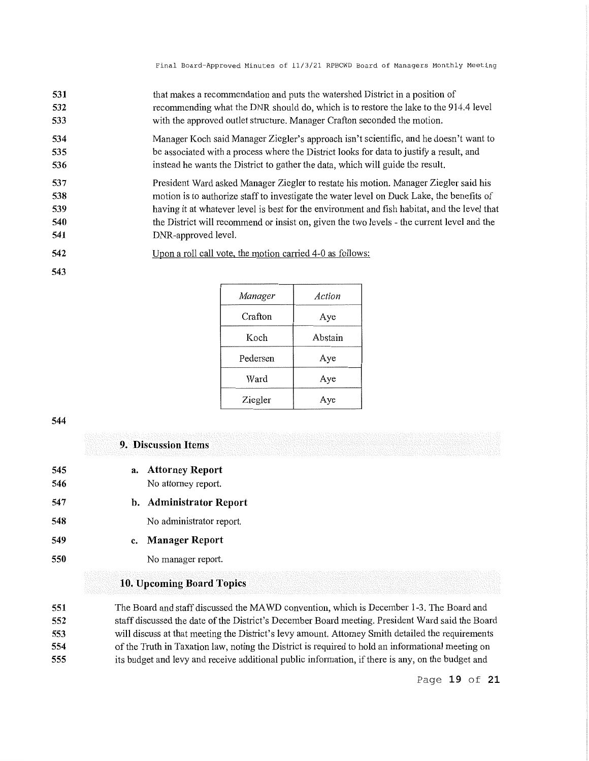that makes a recommendation and puts the watershed District in a position of recommending what the DNR should do, which is to restore the lake to the 914.4 level with the approved outlet structure. Manager Crafton seconded the motion.

Manager Koch said Manager Ziegler's approach isn't scientific, and he doesn't want to be associated with a process where the District looks for data to justify a result, and instead he wants the District to gather the data, which will guide the result.

President Ward asked Manager Ziegler to restate his motion. Manager Ziegler said his motion is to authorize staff to investigate the water level on Duck Lake, the benefits of having it at whatever level is best for the environment and fish habitat, and the level that the District will recommend or insist on, given the two levels - the current level and the DNR-approved level.

Upon a roll call vote, the motion carried 4-0 as follows:

| *Manager* | *Action* |
|---|---|
| Crafton | Aye |
| Koch | Abstain |
| Pedersen | Aye |
| Ward | Aye |
| Ziegler | Aye |

## 9. Discussion Items

### a. Attorney Report

No attorney report.

### b. Administrator Report

No administrator report.

### c. Manager Report

No manager report.

## 10. Upcoming Board Topics

The Board and staff discussed the MAWD convention, which is December 1-3. The Board and staff discussed the date of the District's December Board meeting. President Ward said the Board will discuss at that meeting the District's levy amount. Attorney Smith detailed the requirements of the Truth in Taxation law, noting the District is required to hold an informational meeting on its budget and levy and receive additional public information, if there is any, on the budget and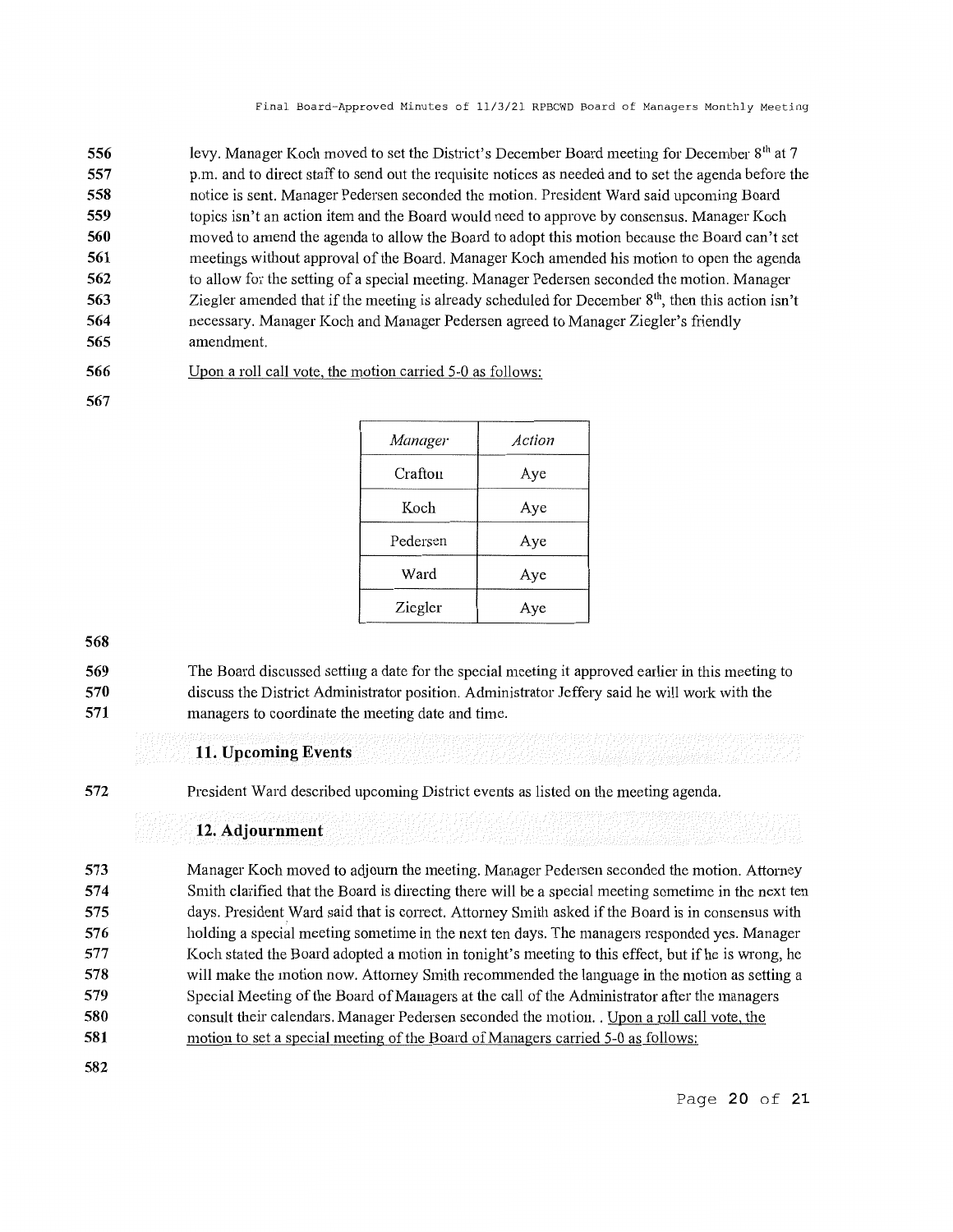levy. Manager Koch moved to set the District's December Board meeting for December 8th at 7 p.m. and to direct staff to send out the requisite notices as needed and to set the agenda before the notice is sent. Manager Pedersen seconded the motion. President Ward said upcoming Board topics isn't an action item and the Board would need to approve by consensus. Manager Koch moved to amend the agenda to allow the Board to adopt this motion because the Board can't set meetings without approval of the Board. Manager Koch amended his motion to open the agenda to allow for the setting of a special meeting. Manager Pedersen seconded the motion. Manager Ziegler amended that if the meeting is already scheduled for December 8th, then this action isn't necessary. Manager Koch and Manager Pedersen agreed to Manager Ziegler's friendly amendment.

Upon a roll call vote, the motion carried 5-0 as follows:

| *Manager* | *Action* |
|---|---|
| Crafton | Aye |
| Koch | Aye |
| Pedersen | Aye |
| Ward | Aye |
| Ziegler | Aye |

The Board discussed setting a date for the special meeting it approved earlier in this meeting to discuss the District Administrator position. Administrator Jeffery said he will work with the managers to coordinate the meeting date and time.

## 11. Upcoming Events

President Ward described upcoming District events as listed on the meeting agenda.

## 12. Adjournment

Manager Koch moved to adjourn the meeting. Manager Pedersen seconded the motion. Attorney Smith clarified that the Board is directing there will be a special meeting sometime in the next ten days. President Ward said that is correct. Attorney Smith asked if the Board is in consensus with holding a special meeting sometime in the next ten days. The managers responded yes. Manager Koch stated the Board adopted a motion in tonight's meeting to this effect, but if he is wrong, he will make the motion now. Attorney Smith recommended the language in the motion as setting a Special Meeting of the Board of Managers at the call of the Administrator after the managers consult their calendars. Manager Pedersen seconded the motion. . Upon a roll call vote, the motion to set a special meeting of the Board of Managers carried 5-0 as follows: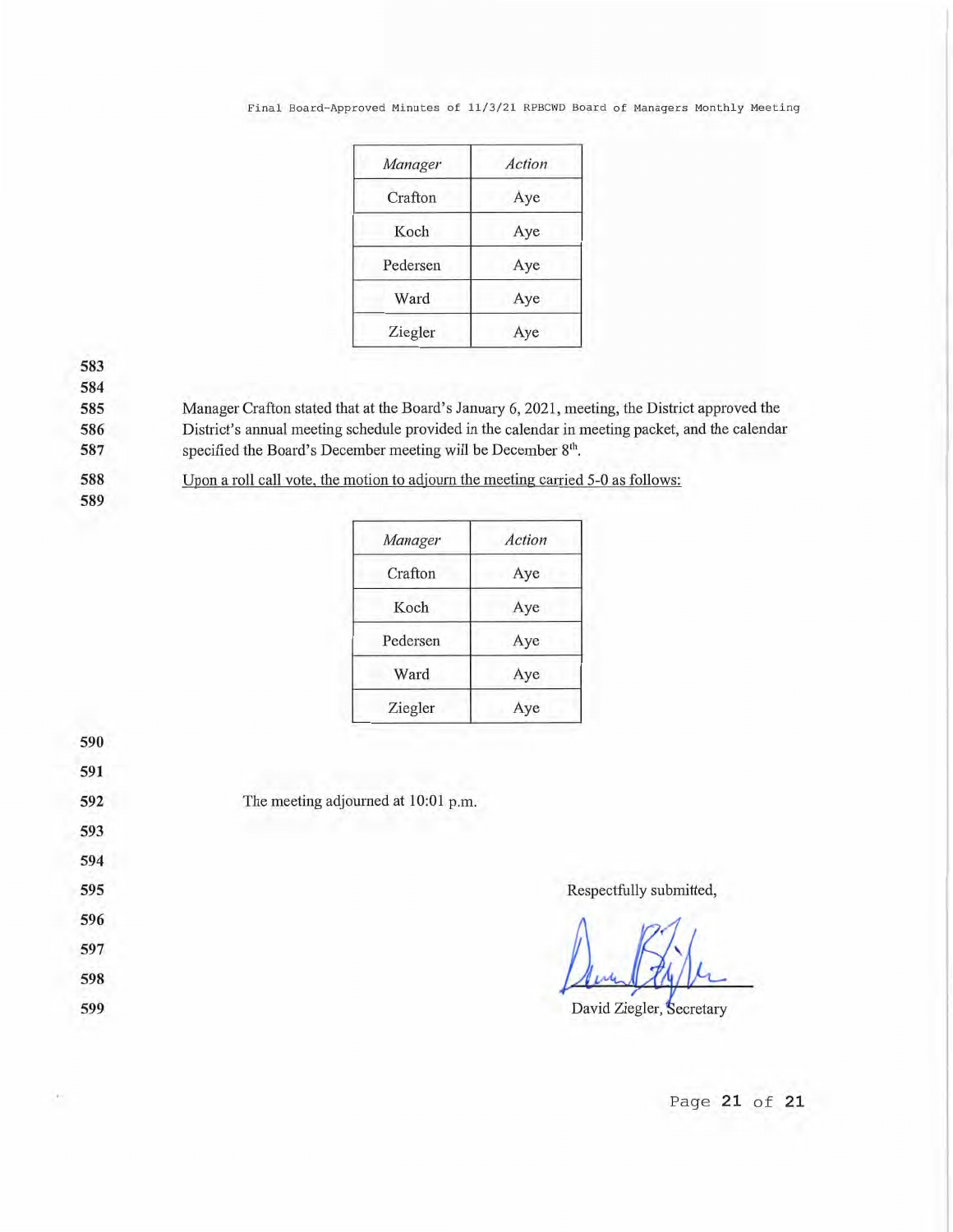| Manager | Action |
|---|---|
| Crafton | Aye |
| Koch | Aye |
| Pedersen | Aye |
| Ward | Aye |
| Ziegler | Aye |

583
584
585 Manager Crafton stated that at the Board's January 6, 2021, meeting, the District approved the
586 District's annual meeting schedule provided in the calendar in meeting packet, and the calendar
587 specified the Board's December meeting will be December 8th.

588 Upon a roll call vote, the motion to adjourn the meeting carried 5-0 as follows:
589

| Manager | Action |
|---|---|
| Crafton | Aye |
| Koch | Aye |
| Pedersen | Aye |
| Ward | Aye |
| Ziegler | Aye |

590
591
592 The meeting adjourned at 10:01 p.m.
593
594
595 Respectfully submitted,
596
597
598
599 David Ziegler, Secretary